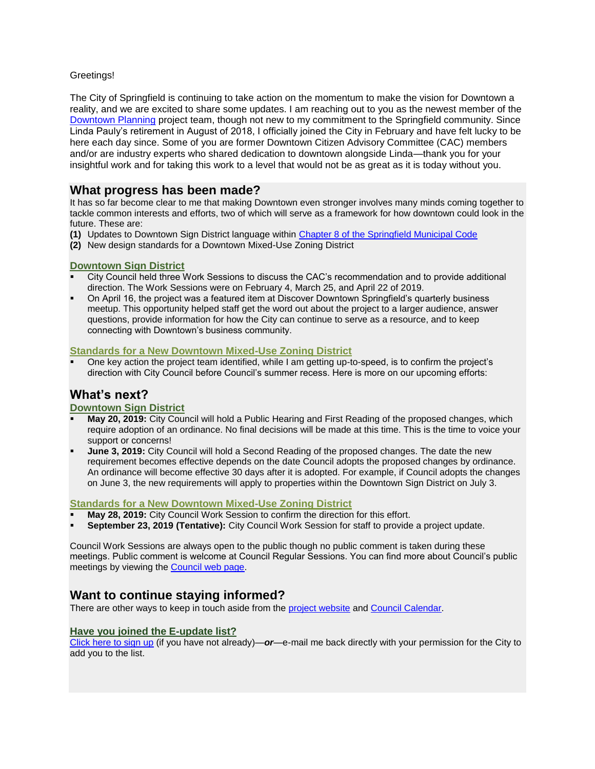Greetings!

The City of Springfield is continuing to take action on the momentum to make the vision for Downtown a reality, and we are excited to share some updates. I am reaching out to you as the newest member of the Downtown Planning project team, though not new to my commitment to the Springfield community. Since Linda Pauly's retirement in August of 2018, I officially joined the City in February and have felt lucky to be here each day since. Some of you are former Downtown Citizen Advisory Committee (CAC) members and/or are industry experts who shared dedication to downtown alongside Linda—thank you for your insightful work and for taking this work to a level that would not be as great as it is today without you.

## What progress has been made?

It has so far become clear to me that making Downtown even stronger involves many minds coming together to tackle common interests and efforts, two of which will serve as a framework for how downtown could look in the future. These are:

**(1)** Updates to Downtown Sign District language within Chapter 8 of the Springfield Municipal Code
**(2)** New design standards for a Downtown Mixed-Use Zoning District

### Downtown Sign District

- City Council held three Work Sessions to discuss the CAC's recommendation and to provide additional direction. The Work Sessions were on February 4, March 25, and April 22 of 2019.
- On April 16, the project was a featured item at Discover Downtown Springfield's quarterly business meetup. This opportunity helped staff get the word out about the project to a larger audience, answer questions, provide information for how the City can continue to serve as a resource, and to keep connecting with Downtown's business community.

### Standards for a New Downtown Mixed-Use Zoning District

- One key action the project team identified, while I am getting up-to-speed, is to confirm the project's direction with City Council before Council's summer recess. Here is more on our upcoming efforts:

## What's next?

### Downtown Sign District

- **May 20, 2019:** City Council will hold a Public Hearing and First Reading of the proposed changes, which require adoption of an ordinance. No final decisions will be made at this time. This is the time to voice your support or concerns!
- **June 3, 2019:** City Council will hold a Second Reading of the proposed changes. The date the new requirement becomes effective depends on the date Council adopts the proposed changes by ordinance. An ordinance will become effective 30 days after it is adopted. For example, if Council adopts the changes on June 3, the new requirements will apply to properties within the Downtown Sign District on July 3.

### Standards for a New Downtown Mixed-Use Zoning District

- **May 28, 2019:** City Council Work Session to confirm the direction for this effort.
- **September 23, 2019 (Tentative):** City Council Work Session for staff to provide a project update.

Council Work Sessions are always open to the public though no public comment is taken during these meetings. Public comment is welcome at Council Regular Sessions. You can find more about Council's public meetings by viewing the Council web page.

## Want to continue staying informed?

There are other ways to keep in touch aside from the project website and Council Calendar.

### Have you joined the E-update list?

Click here to sign up (if you have not already)—***or***—e-mail me back directly with your permission for the City to add you to the list.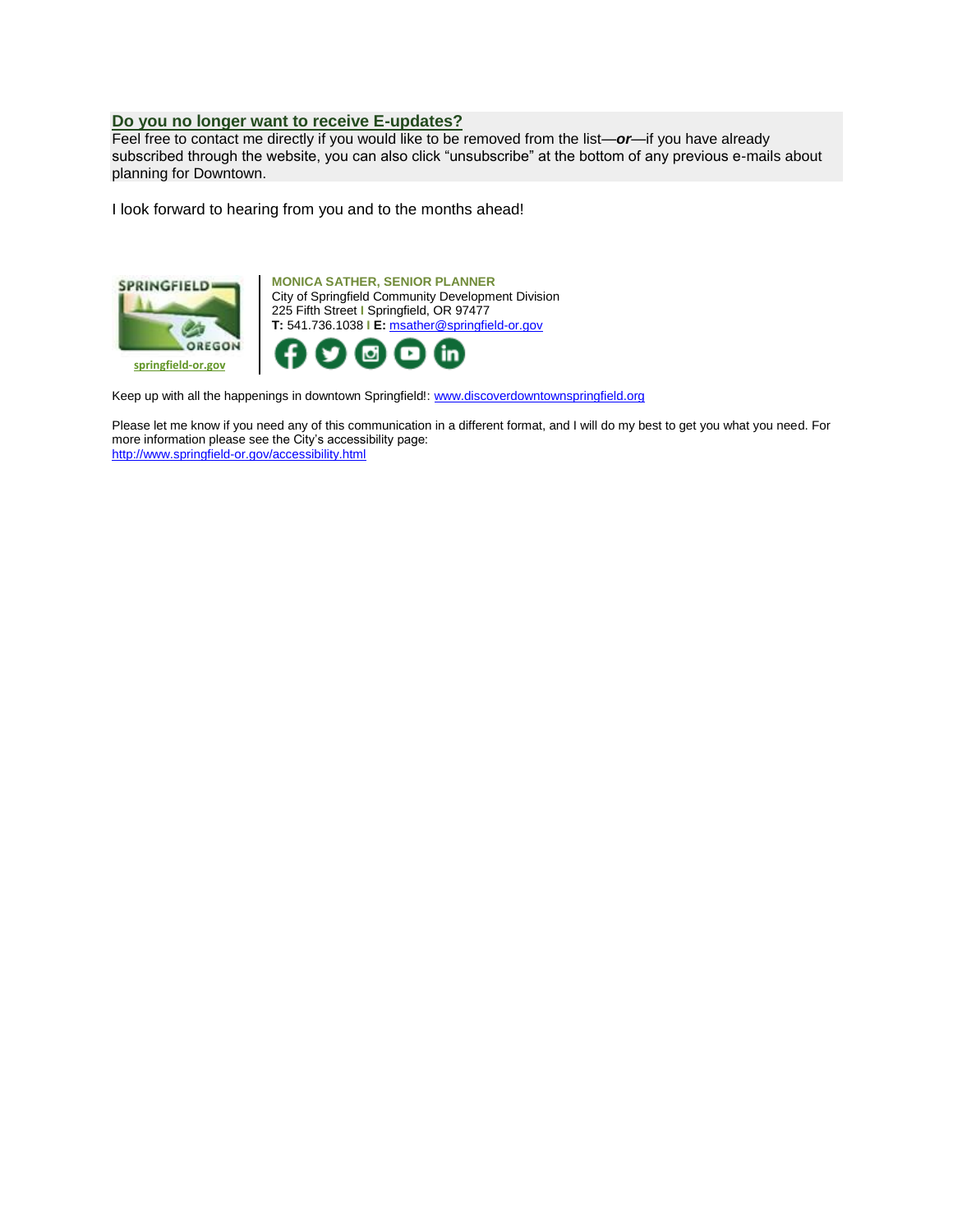**Do you no longer want to receive E-updates?**

Feel free to contact me directly if you would like to be removed from the list—***or***—if you have already subscribed through the website, you can also click “unsubscribe” at the bottom of any previous e-mails about planning for Downtown.

I look forward to hearing from you and to the months ahead!

springfield-or.gov

**MONICA SATHER, SENIOR PLANNER**
City of Springfield Community Development Division
225 Fifth Street l Springfield, OR 97477
**T:** 541.736.1038 l **E:** msather@springfield-or.gov

Keep up with all the happenings in downtown Springfield!: www.discoverdowntownspringfield.org

Please let me know if you need any of this communication in a different format, and I will do my best to get you what you need. For more information please see the City’s accessibility page:
http://www.springfield-or.gov/accessibility.html